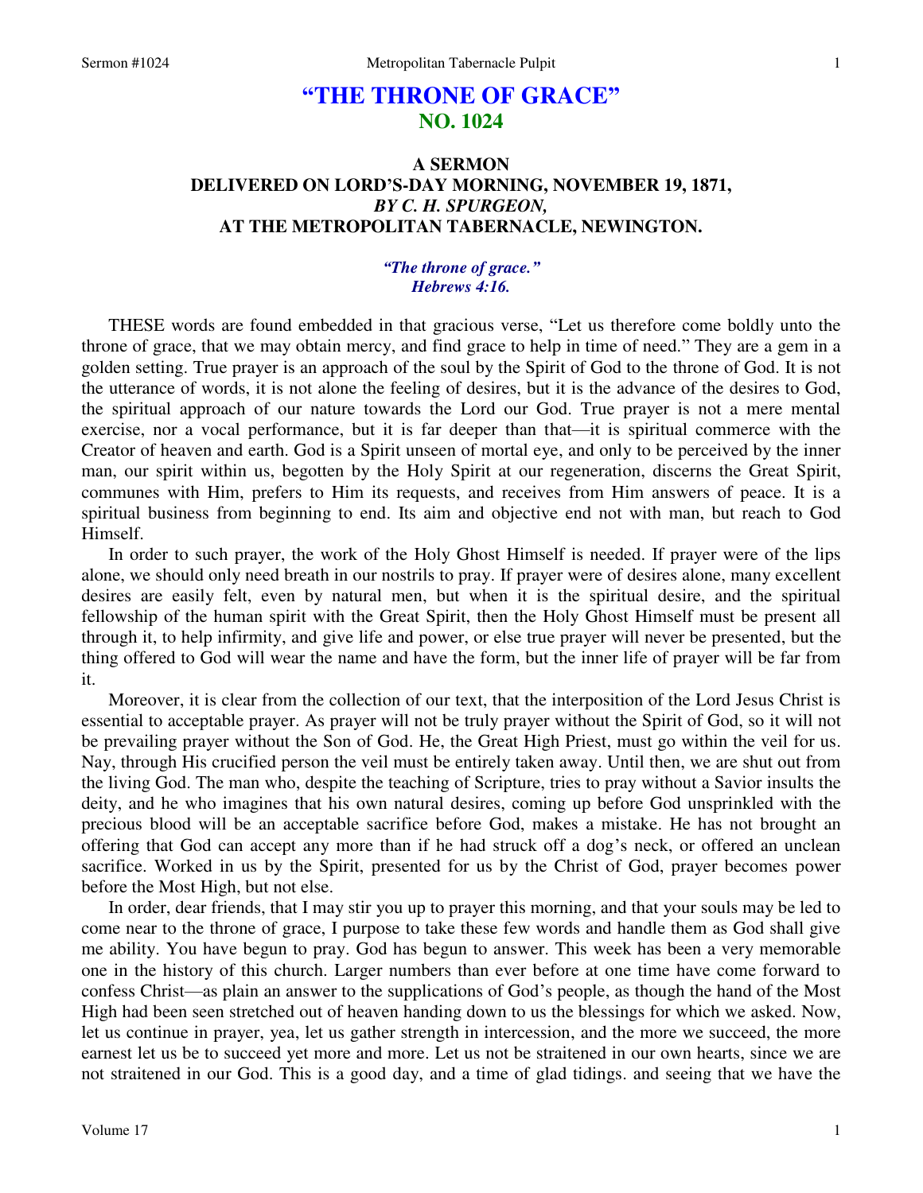# "THE THRONE OF GRACE"
## NO. 1024

### A SERMON
### DELIVERED ON LORD'S-DAY MORNING, NOVEMBER 19, 1871,
### *BY C. H. SPURGEON,*
### AT THE METROPOLITAN TABERNACLE, NEWINGTON.

***"The throne of grace."***
***Hebrews 4:16.***

THESE words are found embedded in that gracious verse, "Let us therefore come boldly unto the throne of grace, that we may obtain mercy, and find grace to help in time of need." They are a gem in a golden setting. True prayer is an approach of the soul by the Spirit of God to the throne of God. It is not the utterance of words, it is not alone the feeling of desires, but it is the advance of the desires to God, the spiritual approach of our nature towards the Lord our God. True prayer is not a mere mental exercise, nor a vocal performance, but it is far deeper than that—it is spiritual commerce with the Creator of heaven and earth. God is a Spirit unseen of mortal eye, and only to be perceived by the inner man, our spirit within us, begotten by the Holy Spirit at our regeneration, discerns the Great Spirit, communes with Him, prefers to Him its requests, and receives from Him answers of peace. It is a spiritual business from beginning to end. Its aim and objective end not with man, but reach to God Himself.

In order to such prayer, the work of the Holy Ghost Himself is needed. If prayer were of the lips alone, we should only need breath in our nostrils to pray. If prayer were of desires alone, many excellent desires are easily felt, even by natural men, but when it is the spiritual desire, and the spiritual fellowship of the human spirit with the Great Spirit, then the Holy Ghost Himself must be present all through it, to help infirmity, and give life and power, or else true prayer will never be presented, but the thing offered to God will wear the name and have the form, but the inner life of prayer will be far from it.

Moreover, it is clear from the collection of our text, that the interposition of the Lord Jesus Christ is essential to acceptable prayer. As prayer will not be truly prayer without the Spirit of God, so it will not be prevailing prayer without the Son of God. He, the Great High Priest, must go within the veil for us. Nay, through His crucified person the veil must be entirely taken away. Until then, we are shut out from the living God. The man who, despite the teaching of Scripture, tries to pray without a Savior insults the deity, and he who imagines that his own natural desires, coming up before God unsprinkled with the precious blood will be an acceptable sacrifice before God, makes a mistake. He has not brought an offering that God can accept any more than if he had struck off a dog's neck, or offered an unclean sacrifice. Worked in us by the Spirit, presented for us by the Christ of God, prayer becomes power before the Most High, but not else.

In order, dear friends, that I may stir you up to prayer this morning, and that your souls may be led to come near to the throne of grace, I purpose to take these few words and handle them as God shall give me ability. You have begun to pray. God has begun to answer. This week has been a very memorable one in the history of this church. Larger numbers than ever before at one time have come forward to confess Christ—as plain an answer to the supplications of God's people, as though the hand of the Most High had been seen stretched out of heaven handing down to us the blessings for which we asked. Now, let us continue in prayer, yea, let us gather strength in intercession, and the more we succeed, the more earnest let us be to succeed yet more and more. Let us not be straitened in our own hearts, since we are not straitened in our God. This is a good day, and a time of glad tidings. and seeing that we have the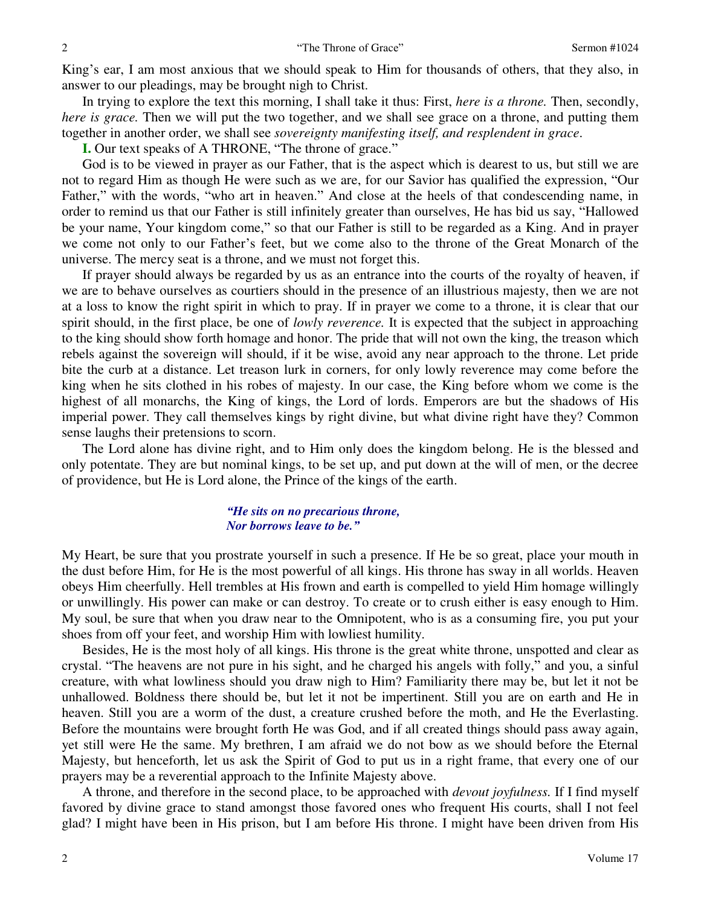King's ear, I am most anxious that we should speak to Him for thousands of others, that they also, in answer to our pleadings, may be brought nigh to Christ.

In trying to explore the text this morning, I shall take it thus: First, *here is a throne.* Then, secondly, *here is grace.* Then we will put the two together, and we shall see grace on a throne, and putting them together in another order, we shall see *sovereignty manifesting itself, and resplendent in grace*.

**I.** Our text speaks of A THRONE, "The throne of grace."

God is to be viewed in prayer as our Father, that is the aspect which is dearest to us, but still we are not to regard Him as though He were such as we are, for our Savior has qualified the expression, "Our Father," with the words, "who art in heaven." And close at the heels of that condescending name, in order to remind us that our Father is still infinitely greater than ourselves, He has bid us say, "Hallowed be your name, Your kingdom come," so that our Father is still to be regarded as a King. And in prayer we come not only to our Father's feet, but we come also to the throne of the Great Monarch of the universe. The mercy seat is a throne, and we must not forget this.

If prayer should always be regarded by us as an entrance into the courts of the royalty of heaven, if we are to behave ourselves as courtiers should in the presence of an illustrious majesty, then we are not at a loss to know the right spirit in which to pray. If in prayer we come to a throne, it is clear that our spirit should, in the first place, be one of *lowly reverence.* It is expected that the subject in approaching to the king should show forth homage and honor. The pride that will not own the king, the treason which rebels against the sovereign will should, if it be wise, avoid any near approach to the throne. Let pride bite the curb at a distance. Let treason lurk in corners, for only lowly reverence may come before the king when he sits clothed in his robes of majesty. In our case, the King before whom we come is the highest of all monarchs, the King of kings, the Lord of lords. Emperors are but the shadows of His imperial power. They call themselves kings by right divine, but what divine right have they? Common sense laughs their pretensions to scorn.

The Lord alone has divine right, and to Him only does the kingdom belong. He is the blessed and only potentate. They are but nominal kings, to be set up, and put down at the will of men, or the decree of providence, but He is Lord alone, the Prince of the kings of the earth.

> ***"He sits on no precarious throne,***
> ***Nor borrows leave to be."***

My Heart, be sure that you prostrate yourself in such a presence. If He be so great, place your mouth in the dust before Him, for He is the most powerful of all kings. His throne has sway in all worlds. Heaven obeys Him cheerfully. Hell trembles at His frown and earth is compelled to yield Him homage willingly or unwillingly. His power can make or can destroy. To create or to crush either is easy enough to Him. My soul, be sure that when you draw near to the Omnipotent, who is as a consuming fire, you put your shoes from off your feet, and worship Him with lowliest humility.

Besides, He is the most holy of all kings. His throne is the great white throne, unspotted and clear as crystal. "The heavens are not pure in his sight, and he charged his angels with folly," and you, a sinful creature, with what lowliness should you draw nigh to Him? Familiarity there may be, but let it not be unhallowed. Boldness there should be, but let it not be impertinent. Still you are on earth and He in heaven. Still you are a worm of the dust, a creature crushed before the moth, and He the Everlasting. Before the mountains were brought forth He was God, and if all created things should pass away again, yet still were He the same. My brethren, I am afraid we do not bow as we should before the Eternal Majesty, but henceforth, let us ask the Spirit of God to put us in a right frame, that every one of our prayers may be a reverential approach to the Infinite Majesty above.

A throne, and therefore in the second place, to be approached with *devout joyfulness.* If I find myself favored by divine grace to stand amongst those favored ones who frequent His courts, shall I not feel glad? I might have been in His prison, but I am before His throne. I might have been driven from His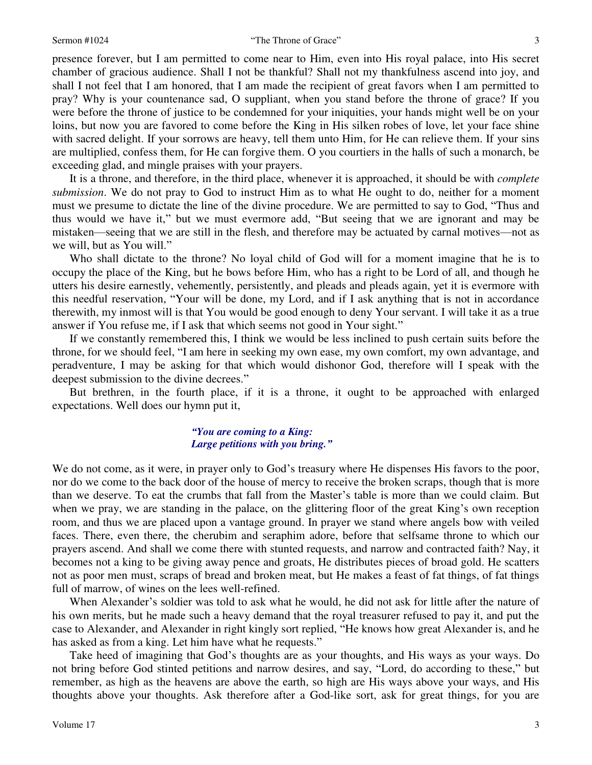presence forever, but I am permitted to come near to Him, even into His royal palace, into His secret chamber of gracious audience. Shall I not be thankful? Shall not my thankfulness ascend into joy, and shall I not feel that I am honored, that I am made the recipient of great favors when I am permitted to pray? Why is your countenance sad, O suppliant, when you stand before the throne of grace? If you were before the throne of justice to be condemned for your iniquities, your hands might well be on your loins, but now you are favored to come before the King in His silken robes of love, let your face shine with sacred delight. If your sorrows are heavy, tell them unto Him, for He can relieve them. If your sins are multiplied, confess them, for He can forgive them. O you courtiers in the halls of such a monarch, be exceeding glad, and mingle praises with your prayers.

It is a throne, and therefore, in the third place, whenever it is approached, it should be with *complete submission*. We do not pray to God to instruct Him as to what He ought to do, neither for a moment must we presume to dictate the line of the divine procedure. We are permitted to say to God, "Thus and thus would we have it," but we must evermore add, "But seeing that we are ignorant and may be mistaken—seeing that we are still in the flesh, and therefore may be actuated by carnal motives—not as we will, but as You will."

Who shall dictate to the throne? No loyal child of God will for a moment imagine that he is to occupy the place of the King, but he bows before Him, who has a right to be Lord of all, and though he utters his desire earnestly, vehemently, persistently, and pleads and pleads again, yet it is evermore with this needful reservation, "Your will be done, my Lord, and if I ask anything that is not in accordance therewith, my inmost will is that You would be good enough to deny Your servant. I will take it as a true answer if You refuse me, if I ask that which seems not good in Your sight."

If we constantly remembered this, I think we would be less inclined to push certain suits before the throne, for we should feel, "I am here in seeking my own ease, my own comfort, my own advantage, and peradventure, I may be asking for that which would dishonor God, therefore will I speak with the deepest submission to the divine decrees."

But brethren, in the fourth place, if it is a throne, it ought to be approached with enlarged expectations. Well does our hymn put it,

> ***"You are coming to a King:***
> ***Large petitions with you bring."***

We do not come, as it were, in prayer only to God's treasury where He dispenses His favors to the poor, nor do we come to the back door of the house of mercy to receive the broken scraps, though that is more than we deserve. To eat the crumbs that fall from the Master's table is more than we could claim. But when we pray, we are standing in the palace, on the glittering floor of the great King's own reception room, and thus we are placed upon a vantage ground. In prayer we stand where angels bow with veiled faces. There, even there, the cherubim and seraphim adore, before that selfsame throne to which our prayers ascend. And shall we come there with stunted requests, and narrow and contracted faith? Nay, it becomes not a king to be giving away pence and groats, He distributes pieces of broad gold. He scatters not as poor men must, scraps of bread and broken meat, but He makes a feast of fat things, of fat things full of marrow, of wines on the lees well-refined.

When Alexander's soldier was told to ask what he would, he did not ask for little after the nature of his own merits, but he made such a heavy demand that the royal treasurer refused to pay it, and put the case to Alexander, and Alexander in right kingly sort replied, "He knows how great Alexander is, and he has asked as from a king. Let him have what he requests."

Take heed of imagining that God's thoughts are as your thoughts, and His ways as your ways. Do not bring before God stinted petitions and narrow desires, and say, "Lord, do according to these," but remember, as high as the heavens are above the earth, so high are His ways above your ways, and His thoughts above your thoughts. Ask therefore after a God-like sort, ask for great things, for you are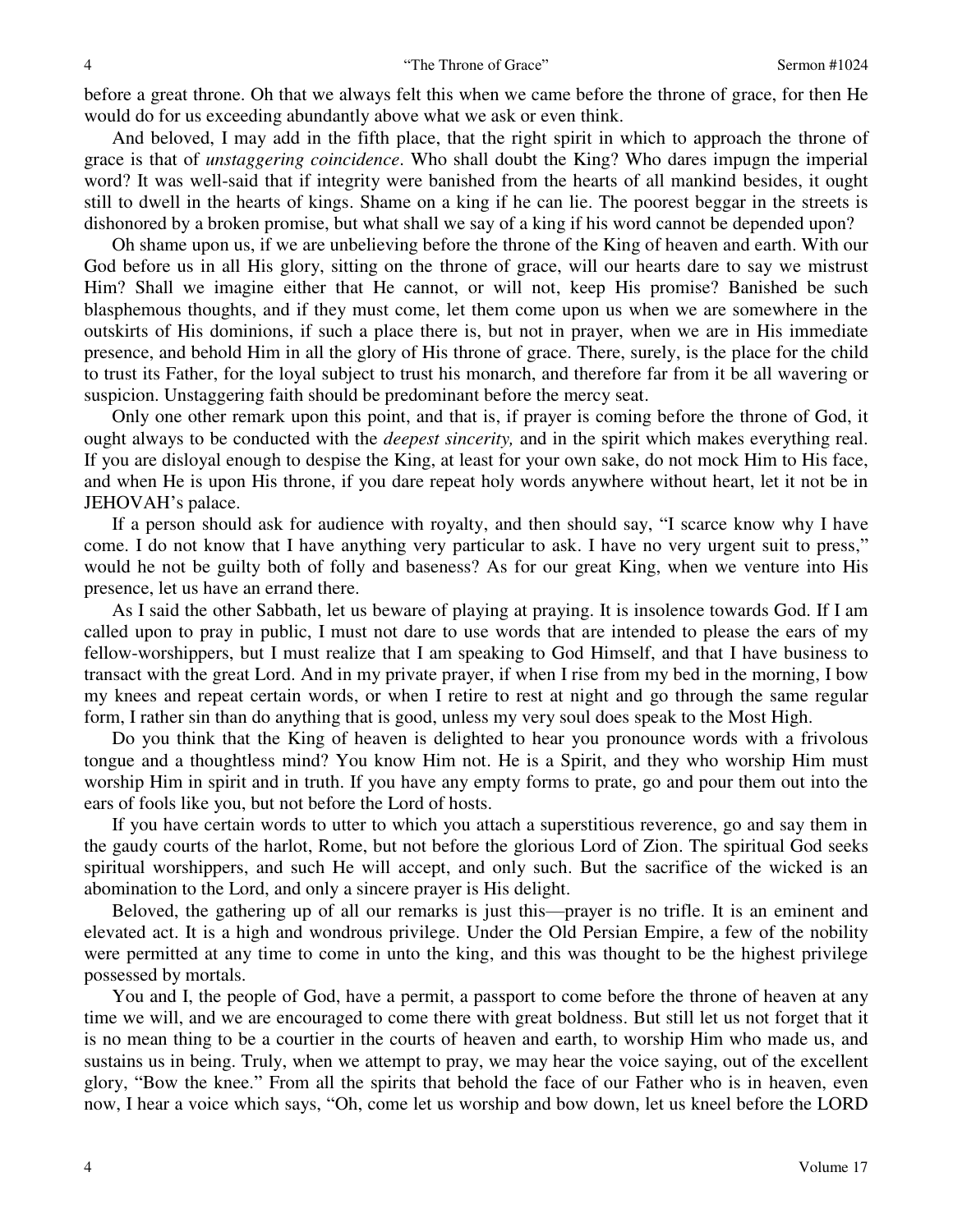before a great throne. Oh that we always felt this when we came before the throne of grace, for then He would do for us exceeding abundantly above what we ask or even think.

And beloved, I may add in the fifth place, that the right spirit in which to approach the throne of grace is that of *unstaggering coincidence*. Who shall doubt the King? Who dares impugn the imperial word? It was well-said that if integrity were banished from the hearts of all mankind besides, it ought still to dwell in the hearts of kings. Shame on a king if he can lie. The poorest beggar in the streets is dishonored by a broken promise, but what shall we say of a king if his word cannot be depended upon?

Oh shame upon us, if we are unbelieving before the throne of the King of heaven and earth. With our God before us in all His glory, sitting on the throne of grace, will our hearts dare to say we mistrust Him? Shall we imagine either that He cannot, or will not, keep His promise? Banished be such blasphemous thoughts, and if they must come, let them come upon us when we are somewhere in the outskirts of His dominions, if such a place there is, but not in prayer, when we are in His immediate presence, and behold Him in all the glory of His throne of grace. There, surely, is the place for the child to trust its Father, for the loyal subject to trust his monarch, and therefore far from it be all wavering or suspicion. Unstaggering faith should be predominant before the mercy seat.

Only one other remark upon this point, and that is, if prayer is coming before the throne of God, it ought always to be conducted with the *deepest sincerity,* and in the spirit which makes everything real. If you are disloyal enough to despise the King, at least for your own sake, do not mock Him to His face, and when He is upon His throne, if you dare repeat holy words anywhere without heart, let it not be in JEHOVAH's palace.

If a person should ask for audience with royalty, and then should say, "I scarce know why I have come. I do not know that I have anything very particular to ask. I have no very urgent suit to press," would he not be guilty both of folly and baseness? As for our great King, when we venture into His presence, let us have an errand there.

As I said the other Sabbath, let us beware of playing at praying. It is insolence towards God. If I am called upon to pray in public, I must not dare to use words that are intended to please the ears of my fellow-worshippers, but I must realize that I am speaking to God Himself, and that I have business to transact with the great Lord. And in my private prayer, if when I rise from my bed in the morning, I bow my knees and repeat certain words, or when I retire to rest at night and go through the same regular form, I rather sin than do anything that is good, unless my very soul does speak to the Most High.

Do you think that the King of heaven is delighted to hear you pronounce words with a frivolous tongue and a thoughtless mind? You know Him not. He is a Spirit, and they who worship Him must worship Him in spirit and in truth. If you have any empty forms to prate, go and pour them out into the ears of fools like you, but not before the Lord of hosts.

If you have certain words to utter to which you attach a superstitious reverence, go and say them in the gaudy courts of the harlot, Rome, but not before the glorious Lord of Zion. The spiritual God seeks spiritual worshippers, and such He will accept, and only such. But the sacrifice of the wicked is an abomination to the Lord, and only a sincere prayer is His delight.

Beloved, the gathering up of all our remarks is just this—prayer is no trifle. It is an eminent and elevated act. It is a high and wondrous privilege. Under the Old Persian Empire, a few of the nobility were permitted at any time to come in unto the king, and this was thought to be the highest privilege possessed by mortals.

You and I, the people of God, have a permit, a passport to come before the throne of heaven at any time we will, and we are encouraged to come there with great boldness. But still let us not forget that it is no mean thing to be a courtier in the courts of heaven and earth, to worship Him who made us, and sustains us in being. Truly, when we attempt to pray, we may hear the voice saying, out of the excellent glory, "Bow the knee." From all the spirits that behold the face of our Father who is in heaven, even now, I hear a voice which says, "Oh, come let us worship and bow down, let us kneel before the LORD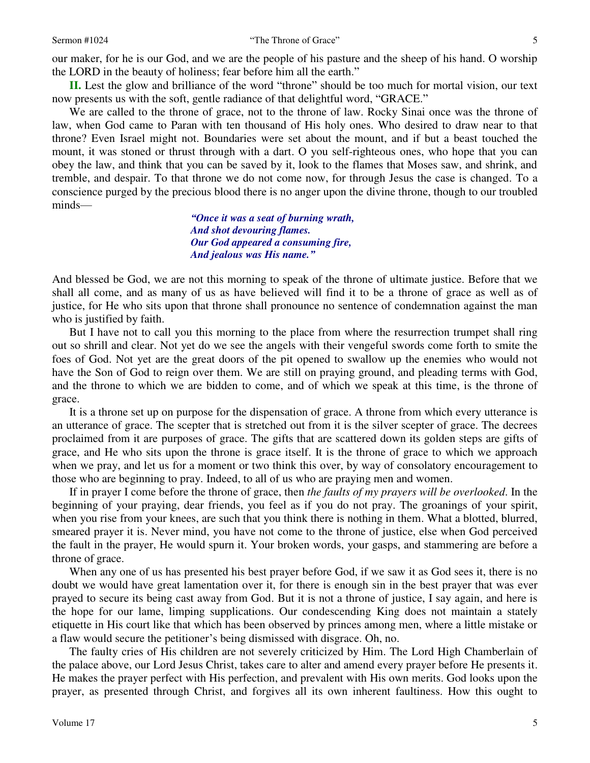our maker, for he is our God, and we are the people of his pasture and the sheep of his hand. O worship the LORD in the beauty of holiness; fear before him all the earth."

**II.** Lest the glow and brilliance of the word "throne" should be too much for mortal vision, our text now presents us with the soft, gentle radiance of that delightful word, "GRACE."

We are called to the throne of grace, not to the throne of law. Rocky Sinai once was the throne of law, when God came to Paran with ten thousand of His holy ones. Who desired to draw near to that throne? Even Israel might not. Boundaries were set about the mount, and if but a beast touched the mount, it was stoned or thrust through with a dart. O you self-righteous ones, who hope that you can obey the law, and think that you can be saved by it, look to the flames that Moses saw, and shrink, and tremble, and despair. To that throne we do not come now, for through Jesus the case is changed. To a conscience purged by the precious blood there is no anger upon the divine throne, though to our troubled minds—

> ***"Once it was a seat of burning wrath,***
> ***And shot devouring flames.***
> ***Our God appeared a consuming fire,***
> ***And jealous was His name."***

And blessed be God, we are not this morning to speak of the throne of ultimate justice. Before that we shall all come, and as many of us as have believed will find it to be a throne of grace as well as of justice, for He who sits upon that throne shall pronounce no sentence of condemnation against the man who is justified by faith.

But I have not to call you this morning to the place from where the resurrection trumpet shall ring out so shrill and clear. Not yet do we see the angels with their vengeful swords come forth to smite the foes of God. Not yet are the great doors of the pit opened to swallow up the enemies who would not have the Son of God to reign over them. We are still on praying ground, and pleading terms with God, and the throne to which we are bidden to come, and of which we speak at this time, is the throne of grace.

It is a throne set up on purpose for the dispensation of grace. A throne from which every utterance is an utterance of grace. The scepter that is stretched out from it is the silver scepter of grace. The decrees proclaimed from it are purposes of grace. The gifts that are scattered down its golden steps are gifts of grace, and He who sits upon the throne is grace itself. It is the throne of grace to which we approach when we pray, and let us for a moment or two think this over, by way of consolatory encouragement to those who are beginning to pray. Indeed, to all of us who are praying men and women.

If in prayer I come before the throne of grace, then *the faults of my prayers will be overlooked*. In the beginning of your praying, dear friends, you feel as if you do not pray. The groanings of your spirit, when you rise from your knees, are such that you think there is nothing in them. What a blotted, blurred, smeared prayer it is. Never mind, you have not come to the throne of justice, else when God perceived the fault in the prayer, He would spurn it. Your broken words, your gasps, and stammering are before a throne of grace.

When any one of us has presented his best prayer before God, if we saw it as God sees it, there is no doubt we would have great lamentation over it, for there is enough sin in the best prayer that was ever prayed to secure its being cast away from God. But it is not a throne of justice, I say again, and here is the hope for our lame, limping supplications. Our condescending King does not maintain a stately etiquette in His court like that which has been observed by princes among men, where a little mistake or a flaw would secure the petitioner's being dismissed with disgrace. Oh, no.

The faulty cries of His children are not severely criticized by Him. The Lord High Chamberlain of the palace above, our Lord Jesus Christ, takes care to alter and amend every prayer before He presents it. He makes the prayer perfect with His perfection, and prevalent with His own merits. God looks upon the prayer, as presented through Christ, and forgives all its own inherent faultiness. How this ought to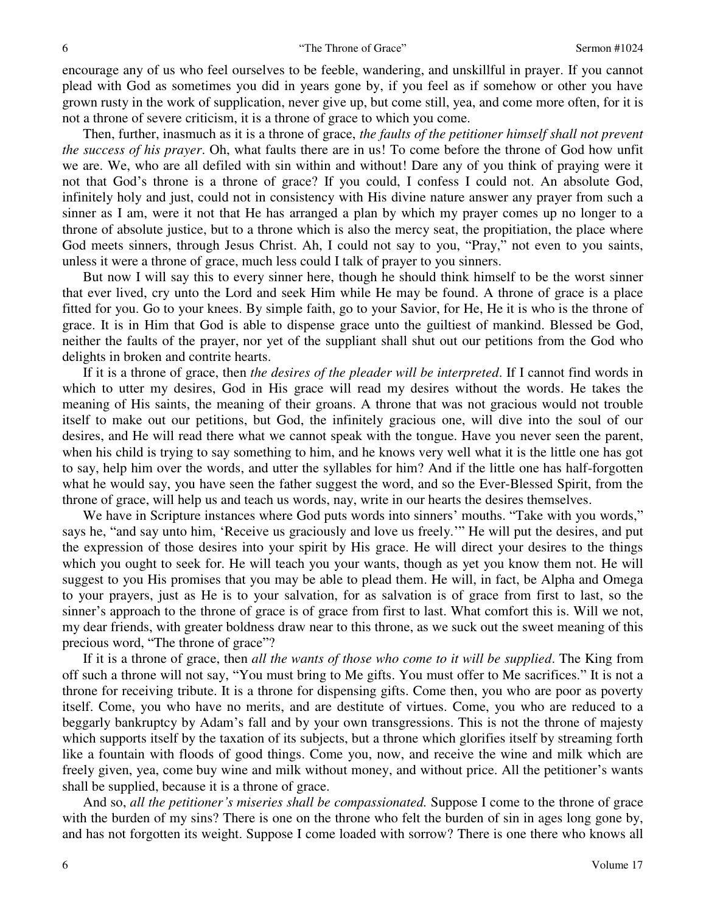encourage any of us who feel ourselves to be feeble, wandering, and unskillful in prayer. If you cannot plead with God as sometimes you did in years gone by, if you feel as if somehow or other you have grown rusty in the work of supplication, never give up, but come still, yea, and come more often, for it is not a throne of severe criticism, it is a throne of grace to which you come.

Then, further, inasmuch as it is a throne of grace, *the faults of the petitioner himself shall not prevent the success of his prayer*. Oh, what faults there are in us! To come before the throne of God how unfit we are. We, who are all defiled with sin within and without! Dare any of you think of praying were it not that God's throne is a throne of grace? If you could, I confess I could not. An absolute God, infinitely holy and just, could not in consistency with His divine nature answer any prayer from such a sinner as I am, were it not that He has arranged a plan by which my prayer comes up no longer to a throne of absolute justice, but to a throne which is also the mercy seat, the propitiation, the place where God meets sinners, through Jesus Christ. Ah, I could not say to you, "Pray," not even to you saints, unless it were a throne of grace, much less could I talk of prayer to you sinners.

But now I will say this to every sinner here, though he should think himself to be the worst sinner that ever lived, cry unto the Lord and seek Him while He may be found. A throne of grace is a place fitted for you. Go to your knees. By simple faith, go to your Savior, for He, He it is who is the throne of grace. It is in Him that God is able to dispense grace unto the guiltiest of mankind. Blessed be God, neither the faults of the prayer, nor yet of the suppliant shall shut out our petitions from the God who delights in broken and contrite hearts.

If it is a throne of grace, then *the desires of the pleader will be interpreted*. If I cannot find words in which to utter my desires, God in His grace will read my desires without the words. He takes the meaning of His saints, the meaning of their groans. A throne that was not gracious would not trouble itself to make out our petitions, but God, the infinitely gracious one, will dive into the soul of our desires, and He will read there what we cannot speak with the tongue. Have you never seen the parent, when his child is trying to say something to him, and he knows very well what it is the little one has got to say, help him over the words, and utter the syllables for him? And if the little one has half-forgotten what he would say, you have seen the father suggest the word, and so the Ever-Blessed Spirit, from the throne of grace, will help us and teach us words, nay, write in our hearts the desires themselves.

We have in Scripture instances where God puts words into sinners' mouths. "Take with you words," says he, "and say unto him, 'Receive us graciously and love us freely.'" He will put the desires, and put the expression of those desires into your spirit by His grace. He will direct your desires to the things which you ought to seek for. He will teach you your wants, though as yet you know them not. He will suggest to you His promises that you may be able to plead them. He will, in fact, be Alpha and Omega to your prayers, just as He is to your salvation, for as salvation is of grace from first to last, so the sinner's approach to the throne of grace is of grace from first to last. What comfort this is. Will we not, my dear friends, with greater boldness draw near to this throne, as we suck out the sweet meaning of this precious word, "The throne of grace"?

If it is a throne of grace, then *all the wants of those who come to it will be supplied*. The King from off such a throne will not say, "You must bring to Me gifts. You must offer to Me sacrifices." It is not a throne for receiving tribute. It is a throne for dispensing gifts. Come then, you who are poor as poverty itself. Come, you who have no merits, and are destitute of virtues. Come, you who are reduced to a beggarly bankruptcy by Adam's fall and by your own transgressions. This is not the throne of majesty which supports itself by the taxation of its subjects, but a throne which glorifies itself by streaming forth like a fountain with floods of good things. Come you, now, and receive the wine and milk which are freely given, yea, come buy wine and milk without money, and without price. All the petitioner's wants shall be supplied, because it is a throne of grace.

And so, *all the petitioner's miseries shall be compassionated.* Suppose I come to the throne of grace with the burden of my sins? There is one on the throne who felt the burden of sin in ages long gone by, and has not forgotten its weight. Suppose I come loaded with sorrow? There is one there who knows all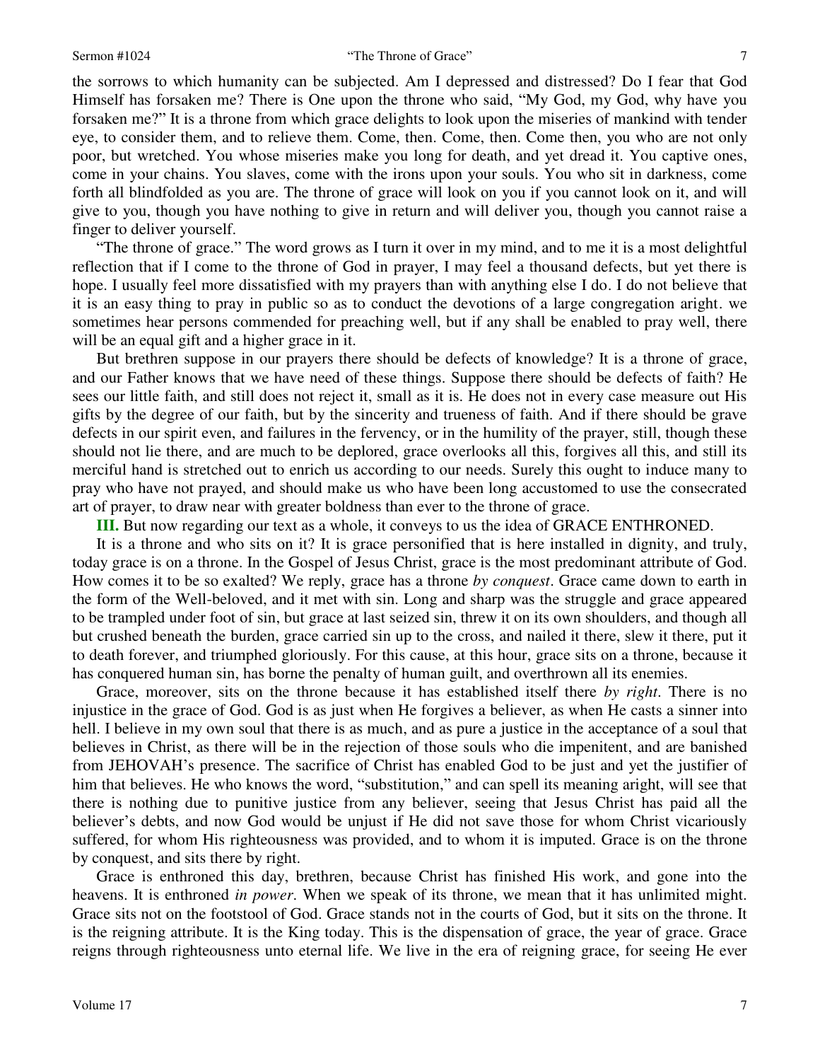the sorrows to which humanity can be subjected. Am I depressed and distressed? Do I fear that God Himself has forsaken me? There is One upon the throne who said, "My God, my God, why have you forsaken me?" It is a throne from which grace delights to look upon the miseries of mankind with tender eye, to consider them, and to relieve them. Come, then. Come, then. Come then, you who are not only poor, but wretched. You whose miseries make you long for death, and yet dread it. You captive ones, come in your chains. You slaves, come with the irons upon your souls. You who sit in darkness, come forth all blindfolded as you are. The throne of grace will look on you if you cannot look on it, and will give to you, though you have nothing to give in return and will deliver you, though you cannot raise a finger to deliver yourself.

"The throne of grace." The word grows as I turn it over in my mind, and to me it is a most delightful reflection that if I come to the throne of God in prayer, I may feel a thousand defects, but yet there is hope. I usually feel more dissatisfied with my prayers than with anything else I do. I do not believe that it is an easy thing to pray in public so as to conduct the devotions of a large congregation aright. we sometimes hear persons commended for preaching well, but if any shall be enabled to pray well, there will be an equal gift and a higher grace in it.

But brethren suppose in our prayers there should be defects of knowledge? It is a throne of grace, and our Father knows that we have need of these things. Suppose there should be defects of faith? He sees our little faith, and still does not reject it, small as it is. He does not in every case measure out His gifts by the degree of our faith, but by the sincerity and trueness of faith. And if there should be grave defects in our spirit even, and failures in the fervency, or in the humility of the prayer, still, though these should not lie there, and are much to be deplored, grace overlooks all this, forgives all this, and still its merciful hand is stretched out to enrich us according to our needs. Surely this ought to induce many to pray who have not prayed, and should make us who have been long accustomed to use the consecrated art of prayer, to draw near with greater boldness than ever to the throne of grace.

**III.** But now regarding our text as a whole, it conveys to us the idea of GRACE ENTHRONED.

It is a throne and who sits on it? It is grace personified that is here installed in dignity, and truly, today grace is on a throne. In the Gospel of Jesus Christ, grace is the most predominant attribute of God. How comes it to be so exalted? We reply, grace has a throne *by conquest*. Grace came down to earth in the form of the Well-beloved, and it met with sin. Long and sharp was the struggle and grace appeared to be trampled under foot of sin, but grace at last seized sin, threw it on its own shoulders, and though all but crushed beneath the burden, grace carried sin up to the cross, and nailed it there, slew it there, put it to death forever, and triumphed gloriously. For this cause, at this hour, grace sits on a throne, because it has conquered human sin, has borne the penalty of human guilt, and overthrown all its enemies.

Grace, moreover, sits on the throne because it has established itself there *by right*. There is no injustice in the grace of God. God is as just when He forgives a believer, as when He casts a sinner into hell. I believe in my own soul that there is as much, and as pure a justice in the acceptance of a soul that believes in Christ, as there will be in the rejection of those souls who die impenitent, and are banished from JEHOVAH's presence. The sacrifice of Christ has enabled God to be just and yet the justifier of him that believes. He who knows the word, "substitution," and can spell its meaning aright, will see that there is nothing due to punitive justice from any believer, seeing that Jesus Christ has paid all the believer's debts, and now God would be unjust if He did not save those for whom Christ vicariously suffered, for whom His righteousness was provided, and to whom it is imputed. Grace is on the throne by conquest, and sits there by right.

Grace is enthroned this day, brethren, because Christ has finished His work, and gone into the heavens. It is enthroned *in power*. When we speak of its throne, we mean that it has unlimited might. Grace sits not on the footstool of God. Grace stands not in the courts of God, but it sits on the throne. It is the reigning attribute. It is the King today. This is the dispensation of grace, the year of grace. Grace reigns through righteousness unto eternal life. We live in the era of reigning grace, for seeing He ever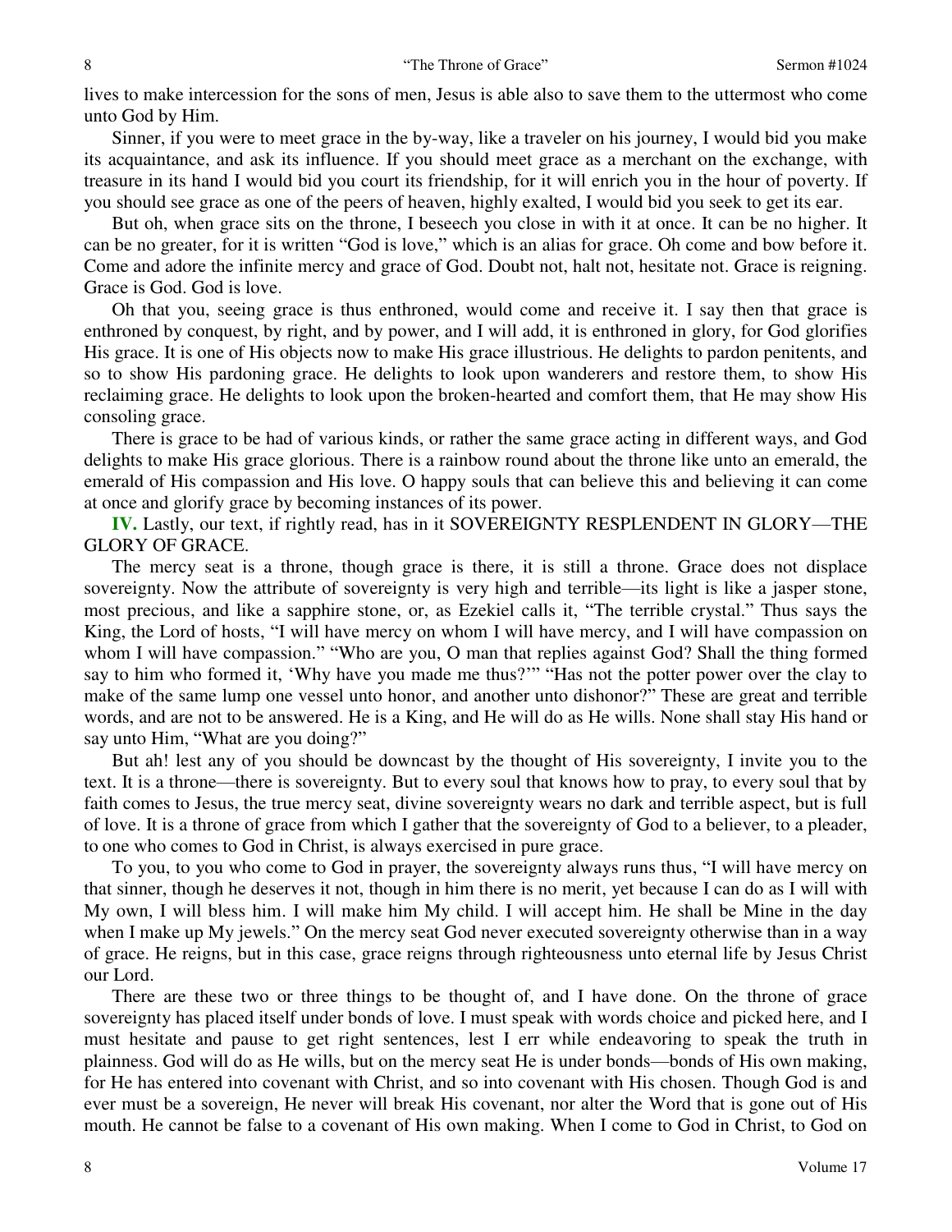lives to make intercession for the sons of men, Jesus is able also to save them to the uttermost who come unto God by Him.

Sinner, if you were to meet grace in the by-way, like a traveler on his journey, I would bid you make its acquaintance, and ask its influence. If you should meet grace as a merchant on the exchange, with treasure in its hand I would bid you court its friendship, for it will enrich you in the hour of poverty. If you should see grace as one of the peers of heaven, highly exalted, I would bid you seek to get its ear.

But oh, when grace sits on the throne, I beseech you close in with it at once. It can be no higher. It can be no greater, for it is written "God is love," which is an alias for grace. Oh come and bow before it. Come and adore the infinite mercy and grace of God. Doubt not, halt not, hesitate not. Grace is reigning. Grace is God. God is love.

Oh that you, seeing grace is thus enthroned, would come and receive it. I say then that grace is enthroned by conquest, by right, and by power, and I will add, it is enthroned in glory, for God glorifies His grace. It is one of His objects now to make His grace illustrious. He delights to pardon penitents, and so to show His pardoning grace. He delights to look upon wanderers and restore them, to show His reclaiming grace. He delights to look upon the broken-hearted and comfort them, that He may show His consoling grace.

There is grace to be had of various kinds, or rather the same grace acting in different ways, and God delights to make His grace glorious. There is a rainbow round about the throne like unto an emerald, the emerald of His compassion and His love. O happy souls that can believe this and believing it can come at once and glorify grace by becoming instances of its power.

**IV.** Lastly, our text, if rightly read, has in it SOVEREIGNTY RESPLENDENT IN GLORY—THE GLORY OF GRACE.

The mercy seat is a throne, though grace is there, it is still a throne. Grace does not displace sovereignty. Now the attribute of sovereignty is very high and terrible—its light is like a jasper stone, most precious, and like a sapphire stone, or, as Ezekiel calls it, "The terrible crystal." Thus says the King, the Lord of hosts, "I will have mercy on whom I will have mercy, and I will have compassion on whom I will have compassion." "Who are you, O man that replies against God? Shall the thing formed say to him who formed it, 'Why have you made me thus?'" "Has not the potter power over the clay to make of the same lump one vessel unto honor, and another unto dishonor?" These are great and terrible words, and are not to be answered. He is a King, and He will do as He wills. None shall stay His hand or say unto Him, "What are you doing?"

But ah! lest any of you should be downcast by the thought of His sovereignty, I invite you to the text. It is a throne—there is sovereignty. But to every soul that knows how to pray, to every soul that by faith comes to Jesus, the true mercy seat, divine sovereignty wears no dark and terrible aspect, but is full of love. It is a throne of grace from which I gather that the sovereignty of God to a believer, to a pleader, to one who comes to God in Christ, is always exercised in pure grace.

To you, to you who come to God in prayer, the sovereignty always runs thus, "I will have mercy on that sinner, though he deserves it not, though in him there is no merit, yet because I can do as I will with My own, I will bless him. I will make him My child. I will accept him. He shall be Mine in the day when I make up My jewels." On the mercy seat God never executed sovereignty otherwise than in a way of grace. He reigns, but in this case, grace reigns through righteousness unto eternal life by Jesus Christ our Lord.

There are these two or three things to be thought of, and I have done. On the throne of grace sovereignty has placed itself under bonds of love. I must speak with words choice and picked here, and I must hesitate and pause to get right sentences, lest I err while endeavoring to speak the truth in plainness. God will do as He wills, but on the mercy seat He is under bonds—bonds of His own making, for He has entered into covenant with Christ, and so into covenant with His chosen. Though God is and ever must be a sovereign, He never will break His covenant, nor alter the Word that is gone out of His mouth. He cannot be false to a covenant of His own making. When I come to God in Christ, to God on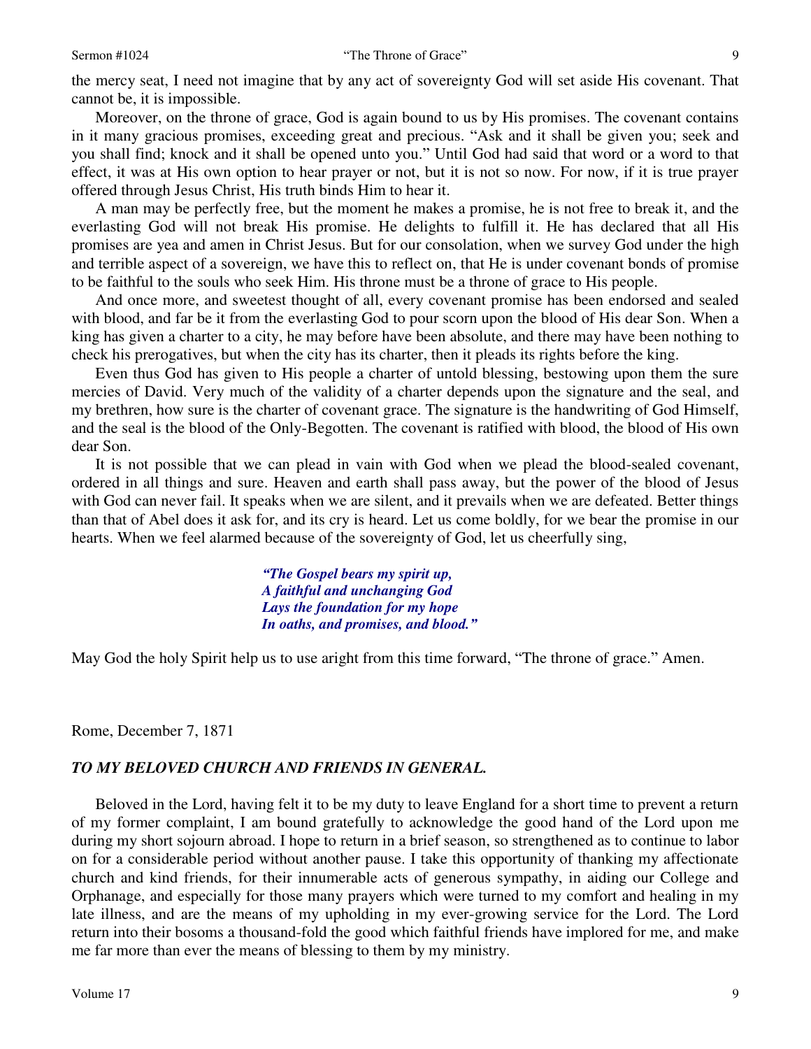the mercy seat, I need not imagine that by any act of sovereignty God will set aside His covenant. That cannot be, it is impossible.

Moreover, on the throne of grace, God is again bound to us by His promises. The covenant contains in it many gracious promises, exceeding great and precious. "Ask and it shall be given you; seek and you shall find; knock and it shall be opened unto you." Until God had said that word or a word to that effect, it was at His own option to hear prayer or not, but it is not so now. For now, if it is true prayer offered through Jesus Christ, His truth binds Him to hear it.

A man may be perfectly free, but the moment he makes a promise, he is not free to break it, and the everlasting God will not break His promise. He delights to fulfill it. He has declared that all His promises are yea and amen in Christ Jesus. But for our consolation, when we survey God under the high and terrible aspect of a sovereign, we have this to reflect on, that He is under covenant bonds of promise to be faithful to the souls who seek Him. His throne must be a throne of grace to His people.

And once more, and sweetest thought of all, every covenant promise has been endorsed and sealed with blood, and far be it from the everlasting God to pour scorn upon the blood of His dear Son. When a king has given a charter to a city, he may before have been absolute, and there may have been nothing to check his prerogatives, but when the city has its charter, then it pleads its rights before the king.

Even thus God has given to His people a charter of untold blessing, bestowing upon them the sure mercies of David. Very much of the validity of a charter depends upon the signature and the seal, and my brethren, how sure is the charter of covenant grace. The signature is the handwriting of God Himself, and the seal is the blood of the Only-Begotten. The covenant is ratified with blood, the blood of His own dear Son.

It is not possible that we can plead in vain with God when we plead the blood-sealed covenant, ordered in all things and sure. Heaven and earth shall pass away, but the power of the blood of Jesus with God can never fail. It speaks when we are silent, and it prevails when we are defeated. Better things than that of Abel does it ask for, and its cry is heard. Let us come boldly, for we bear the promise in our hearts. When we feel alarmed because of the sovereignty of God, let us cheerfully sing,

> ***"The Gospel bears my spirit up,***
> ***A faithful and unchanging God***
> ***Lays the foundation for my hope***
> ***In oaths, and promises, and blood."***

May God the holy Spirit help us to use aright from this time forward, "The throne of grace." Amen.

Rome, December 7, 1871

***TO MY BELOVED CHURCH AND FRIENDS IN GENERAL.***

Beloved in the Lord, having felt it to be my duty to leave England for a short time to prevent a return of my former complaint, I am bound gratefully to acknowledge the good hand of the Lord upon me during my short sojourn abroad. I hope to return in a brief season, so strengthened as to continue to labor on for a considerable period without another pause. I take this opportunity of thanking my affectionate church and kind friends, for their innumerable acts of generous sympathy, in aiding our College and Orphanage, and especially for those many prayers which were turned to my comfort and healing in my late illness, and are the means of my upholding in my ever-growing service for the Lord. The Lord return into their bosoms a thousand-fold the good which faithful friends have implored for me, and make me far more than ever the means of blessing to them by my ministry.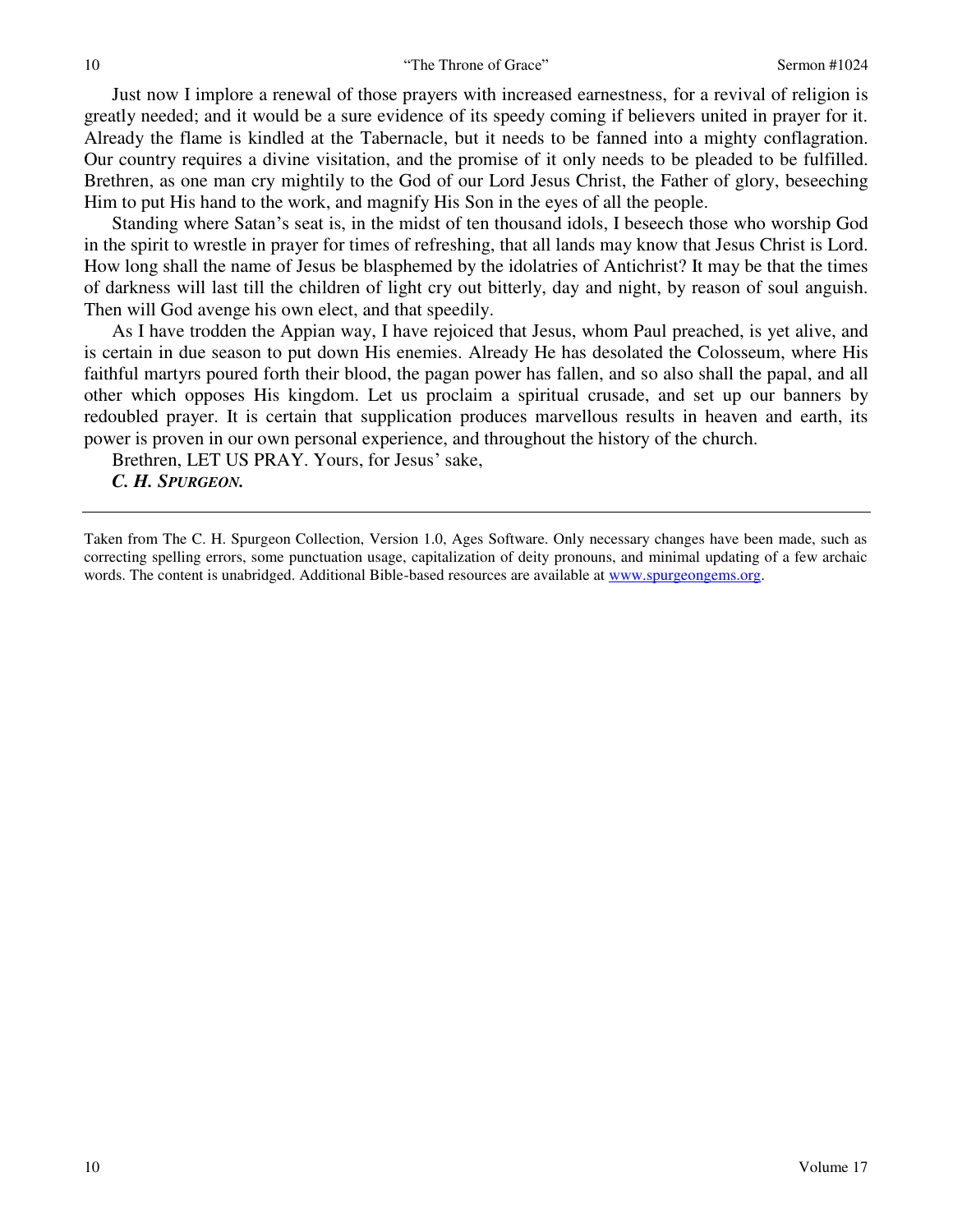Just now I implore a renewal of those prayers with increased earnestness, for a revival of religion is greatly needed; and it would be a sure evidence of its speedy coming if believers united in prayer for it. Already the flame is kindled at the Tabernacle, but it needs to be fanned into a mighty conflagration. Our country requires a divine visitation, and the promise of it only needs to be pleaded to be fulfilled. Brethren, as one man cry mightily to the God of our Lord Jesus Christ, the Father of glory, beseeching Him to put His hand to the work, and magnify His Son in the eyes of all the people.

Standing where Satan's seat is, in the midst of ten thousand idols, I beseech those who worship God in the spirit to wrestle in prayer for times of refreshing, that all lands may know that Jesus Christ is Lord. How long shall the name of Jesus be blasphemed by the idolatries of Antichrist? It may be that the times of darkness will last till the children of light cry out bitterly, day and night, by reason of soul anguish. Then will God avenge his own elect, and that speedily.

As I have trodden the Appian way, I have rejoiced that Jesus, whom Paul preached, is yet alive, and is certain in due season to put down His enemies. Already He has desolated the Colosseum, where His faithful martyrs poured forth their blood, the pagan power has fallen, and so also shall the papal, and all other which opposes His kingdom. Let us proclaim a spiritual crusade, and set up our banners by redoubled prayer. It is certain that supplication produces marvellous results in heaven and earth, its power is proven in our own personal experience, and throughout the history of the church.

Brethren, LET US PRAY. Yours, for Jesus' sake,

***C. H. SPURGEON.***

---

Taken from The C. H. Spurgeon Collection, Version 1.0, Ages Software. Only necessary changes have been made, such as correcting spelling errors, some punctuation usage, capitalization of deity pronouns, and minimal updating of a few archaic words. The content is unabridged. Additional Bible-based resources are available at [www.spurgeongems.org](http://www.spurgeongems.org).